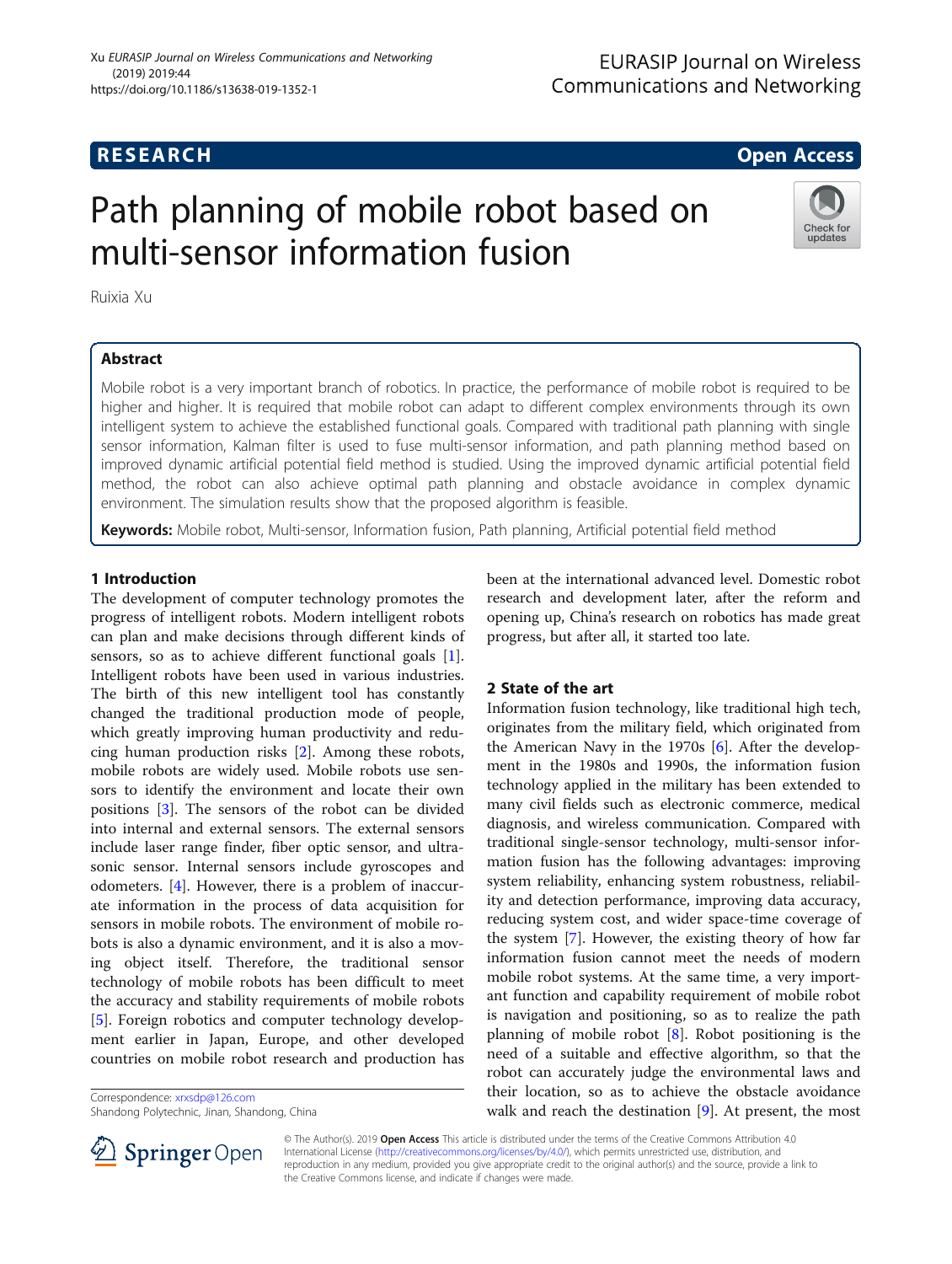RESEARCH Open Access

# Path planning of mobile robot based on multi-sensor information fusion

Ruixia Xu

## Abstract

Mobile robot is a very important branch of robotics. In practice, the performance of mobile robot is required to be higher and higher. It is required that mobile robot can adapt to different complex environments through its own intelligent system to achieve the established functional goals. Compared with traditional path planning with single sensor information, Kalman filter is used to fuse multi-sensor information, and path planning method based on improved dynamic artificial potential field method is studied. Using the improved dynamic artificial potential field method, the robot can also achieve optimal path planning and obstacle avoidance in complex dynamic environment. The simulation results show that the proposed algorithm is feasible.

**Keywords:** Mobile robot, Multi-sensor, Information fusion, Path planning, Artificial potential field method

## 1 Introduction

The development of computer technology promotes the progress of intelligent robots. Modern intelligent robots can plan and make decisions through different kinds of sensors, so as to achieve different functional goals [1]. Intelligent robots have been used in various industries. The birth of this new intelligent tool has constantly changed the traditional production mode of people, which greatly improving human productivity and reducing human production risks [2]. Among these robots, mobile robots are widely used. Mobile robots use sensors to identify the environment and locate their own positions [3]. The sensors of the robot can be divided into internal and external sensors. The external sensors include laser range finder, fiber optic sensor, and ultrasonic sensor. Internal sensors include gyroscopes and odometers. [4]. However, there is a problem of inaccurate information in the process of data acquisition for sensors in mobile robots. The environment of mobile robots is also a dynamic environment, and it is also a moving object itself. Therefore, the traditional sensor technology of mobile robots has been difficult to meet the accuracy and stability requirements of mobile robots [5]. Foreign robotics and computer technology development earlier in Japan, Europe, and other developed countries on mobile robot research and production has been at the international advanced level. Domestic robot research and development later, after the reform and opening up, China's research on robotics has made great progress, but after all, it started too late.

## 2 State of the art

Information fusion technology, like traditional high tech, originates from the military field, which originated from the American Navy in the 1970s [6]. After the development in the 1980s and 1990s, the information fusion technology applied in the military has been extended to many civil fields such as electronic commerce, medical diagnosis, and wireless communication. Compared with traditional single-sensor technology, multi-sensor information fusion has the following advantages: improving system reliability, enhancing system robustness, reliability and detection performance, improving data accuracy, reducing system cost, and wider space-time coverage of the system [7]. However, the existing theory of how far information fusion cannot meet the needs of modern mobile robot systems. At the same time, a very important function and capability requirement of mobile robot is navigation and positioning, so as to realize the path planning of mobile robot [8]. Robot positioning is the need of a suitable and effective algorithm, so that the robot can accurately judge the environmental laws and their location, so as to achieve the obstacle avoidance walk and reach the destination [9]. At present, the most

Correspondence: xrxsdp@126.com
Shandong Polytechnic, Jinan, Shandong, China

© The Author(s). 2019 **Open Access** This article is distributed under the terms of the Creative Commons Attribution 4.0 International License (http://creativecommons.org/licenses/by/4.0/), which permits unrestricted use, distribution, and reproduction in any medium, provided you give appropriate credit to the original author(s) and the source, provide a link to the Creative Commons license, and indicate if changes were made.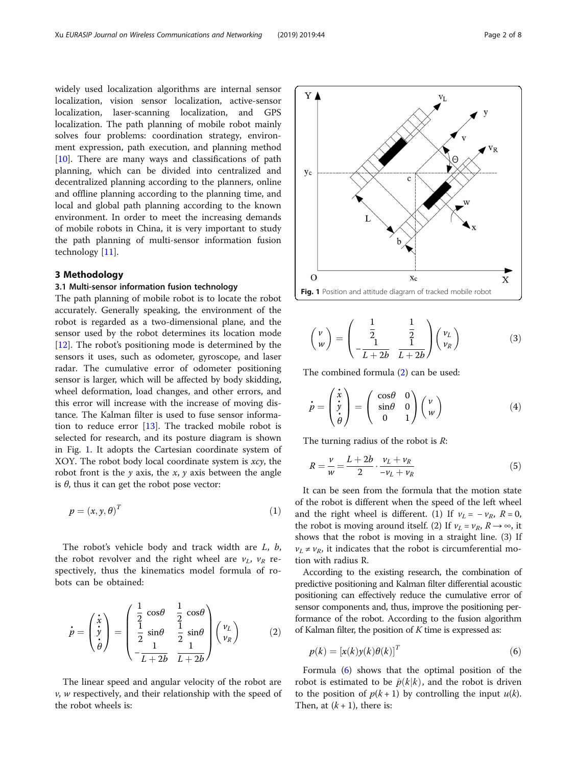widely used localization algorithms are internal sensor localization, vision sensor localization, active-sensor localization, laser-scanning localization, and GPS localization. The path planning of mobile robot mainly solves four problems: coordination strategy, environment expression, path execution, and planning method [10]. There are many ways and classifications of path planning, which can be divided into centralized and decentralized planning according to the planners, online and offline planning according to the planning time, and local and global path planning according to the known environment. In order to meet the increasing demands of mobile robots in China, it is very important to study the path planning of multi-sensor information fusion technology [11].

## 3 Methodology

### 3.1 Multi-sensor information fusion technology

The path planning of mobile robot is to locate the robot accurately. Generally speaking, the environment of the robot is regarded as a two-dimensional plane, and the sensor used by the robot determines its location mode [12]. The robot's positioning mode is determined by the sensors it uses, such as odometer, gyroscope, and laser radar. The cumulative error of odometer positioning sensor is larger, which will be affected by body skidding, wheel deformation, load changes, and other errors, and this error will increase with the increase of moving distance. The Kalman filter is used to fuse sensor information to reduce error [13]. The tracked mobile robot is selected for research, and its posture diagram is shown in Fig. 1. It adopts the Cartesian coordinate system of XOY. The robot body local coordinate system is $xcy$, the robot front is the $y$ axis, the $x$, $y$ axis between the angle is $\theta$, thus it can get the robot pose vector:

$$p = (x, y, \theta)^T \tag{1}$$

The robot's vehicle body and track width are $L$, $b$, the robot revolver and the right wheel are $v_L$, $v_R$ respectively, thus the kinematics model formula of robots can be obtained:

$$\dot{p} = \begin{pmatrix} \dot{x} \\ \dot{y} \\ \dot{\theta} \end{pmatrix} = \begin{pmatrix} \frac{1}{2}\cos\theta & \frac{1}{2}\cos\theta \\ \frac{1}{2}\sin\theta & \frac{1}{2}\sin\theta \\ -\frac{1}{L+2b} & \frac{1}{L+2b} \end{pmatrix} \begin{pmatrix} v_L \\ v_R \end{pmatrix} \tag{2}$$

The linear speed and angular velocity of the robot are $v$, $w$ respectively, and their relationship with the speed of the robot wheels is:

Fig. 1 Position and attitude diagram of tracked mobile robot

$$\begin{pmatrix} v \\ w \end{pmatrix} = \begin{pmatrix} \frac{1}{2} & \frac{1}{2} \\ -\frac{1}{L+2b} & \frac{1}{L+2b} \end{pmatrix} \begin{pmatrix} v_L \\ v_R \end{pmatrix} \tag{3}$$

The combined formula (2) can be used:

$$\dot{p} = \begin{pmatrix} \dot{x} \\ \dot{y} \\ \dot{\theta} \end{pmatrix} = \begin{pmatrix} \cos\theta & 0 \\ \sin\theta & 0 \\ 0 & 1 \end{pmatrix} \begin{pmatrix} v \\ w \end{pmatrix} \tag{4}$$

The turning radius of the robot is $R$:

$$R = \frac{v}{w} = \frac{L+2b}{2} \cdot \frac{v_L + v_R}{-v_L + v_R} \tag{5}$$

It can be seen from the formula that the motion state of the robot is different when the speed of the left wheel and the right wheel is different. (1) If $v_L = -v_R$, $R = 0$, the robot is moving around itself. (2) If $v_L = v_R$, $R \to \infty$, it shows that the robot is moving in a straight line. (3) If $v_L \neq v_R$, it indicates that the robot is circumferential motion with radius R.

According to the existing research, the combination of predictive positioning and Kalman filter differential acoustic positioning can effectively reduce the cumulative error of sensor components and, thus, improve the positioning performance of the robot. According to the fusion algorithm of Kalman filter, the position of $K$ time is expressed as:

$$p(k) = [x(k)y(k)\theta(k)]^T \tag{6}$$

Formula (6) shows that the optimal position of the robot is estimated to be $\hat{p}(k|k)$, and the robot is driven to the position of $p(k+1)$ by controlling the input $u(k)$. Then, at $(k+1)$, there is: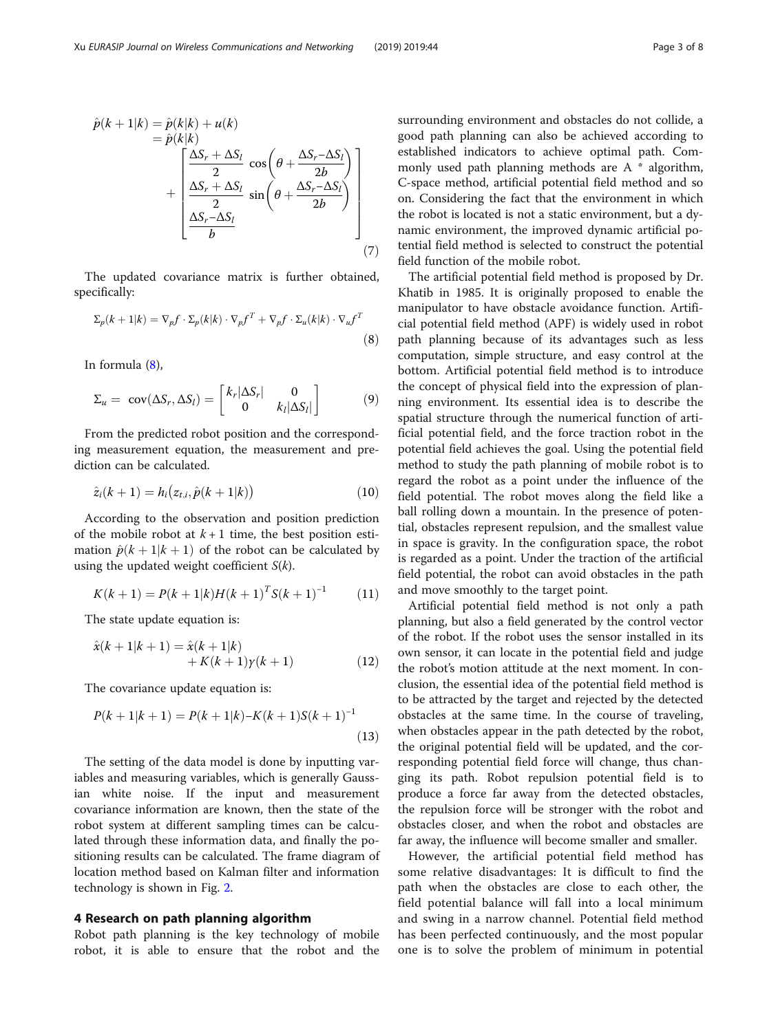$$
\begin{aligned}
\hat{p}(k+1|k) &= \hat{p}(k|k) + u(k) \\
&= \hat{p}(k|k) \\
&\quad + \begin{bmatrix} \dfrac{\Delta S_r + \Delta S_l}{2} \cos\left(\theta + \dfrac{\Delta S_r - \Delta S_l}{2b}\right) \\ \dfrac{\Delta S_r + \Delta S_l}{2} \sin\left(\theta + \dfrac{\Delta S_r - \Delta S_l}{2b}\right) \\ \dfrac{\Delta S_r - \Delta S_l}{b} \end{bmatrix}
\end{aligned} \tag{7}
$$

The updated covariance matrix is further obtained, specifically:

$$
\Sigma_p(k+1|k) = \nabla_p f \cdot \Sigma_p(k|k) \cdot \nabla_p f^T + \nabla_p f \cdot \Sigma_u(k|k) \cdot \nabla_u f^T \tag{8}
$$

In formula (8),

$$
\Sigma_u = \operatorname{cov}(\Delta S_r, \Delta S_l) = \begin{bmatrix} k_r|\Delta S_r| & 0 \\ 0 & k_l|\Delta S_l| \end{bmatrix} \tag{9}
$$

From the predicted robot position and the corresponding measurement equation, the measurement and prediction can be calculated.

$$
\hat{z}_i(k+1) = h_i\left(z_{t,i}, \hat{p}(k+1|k)\right) \tag{10}
$$

According to the observation and position prediction of the mobile robot at $k+1$ time, the best position estimation $\hat{p}(k+1|k+1)$ of the robot can be calculated by using the updated weight coefficient $S(k)$.

$$
K(k+1) = P(k+1|k)H(k+1)^T S(k+1)^{-1} \tag{11}
$$

The state update equation is:

$$
\begin{aligned}
\hat{x}(k+1|k+1) &= \hat{x}(k+1|k) \\
&\quad + K(k+1)\gamma(k+1)
\end{aligned} \tag{12}
$$

The covariance update equation is:

$$
P(k+1|k+1) = P(k+1|k) - K(k+1)S(k+1)^{-1} \tag{13}
$$

The setting of the data model is done by inputting variables and measuring variables, which is generally Gaussian white noise. If the input and measurement covariance information are known, then the state of the robot system at different sampling times can be calculated through these information data, and finally the positioning results can be calculated. The frame diagram of location method based on Kalman filter and information technology is shown in Fig. 2.

## 4 Research on path planning algorithm

Robot path planning is the key technology of mobile robot, it is able to ensure that the robot and the surrounding environment and obstacles do not collide, a good path planning can also be achieved according to established indicators to achieve optimal path. Commonly used path planning methods are A * algorithm, C-space method, artificial potential field method and so on. Considering the fact that the environment in which the robot is located is not a static environment, but a dynamic environment, the improved dynamic artificial potential field method is selected to construct the potential field function of the mobile robot.

The artificial potential field method is proposed by Dr. Khatib in 1985. It is originally proposed to enable the manipulator to have obstacle avoidance function. Artificial potential field method (APF) is widely used in robot path planning because of its advantages such as less computation, simple structure, and easy control at the bottom. Artificial potential field method is to introduce the concept of physical field into the expression of planning environment. Its essential idea is to describe the spatial structure through the numerical function of artificial potential field, and the force traction robot in the potential field achieves the goal. Using the potential field method to study the path planning of mobile robot is to regard the robot as a point under the influence of the field potential. The robot moves along the field like a ball rolling down a mountain. In the presence of potential, obstacles represent repulsion, and the smallest value in space is gravity. In the configuration space, the robot is regarded as a point. Under the traction of the artificial field potential, the robot can avoid obstacles in the path and move smoothly to the target point.

Artificial potential field method is not only a path planning, but also a field generated by the control vector of the robot. If the robot uses the sensor installed in its own sensor, it can locate in the potential field and judge the robot's motion attitude at the next moment. In conclusion, the essential idea of the potential field method is to be attracted by the target and rejected by the detected obstacles at the same time. In the course of traveling, when obstacles appear in the path detected by the robot, the original potential field will be updated, and the corresponding potential field force will change, thus changing its path. Robot repulsion potential field is to produce a force far away from the detected obstacles, the repulsion force will be stronger with the robot and obstacles closer, and when the robot and obstacles are far away, the influence will become smaller and smaller.

However, the artificial potential field method has some relative disadvantages: It is difficult to find the path when the obstacles are close to each other, the field potential balance will fall into a local minimum and swing in a narrow channel. Potential field method has been perfected continuously, and the most popular one is to solve the problem of minimum in potential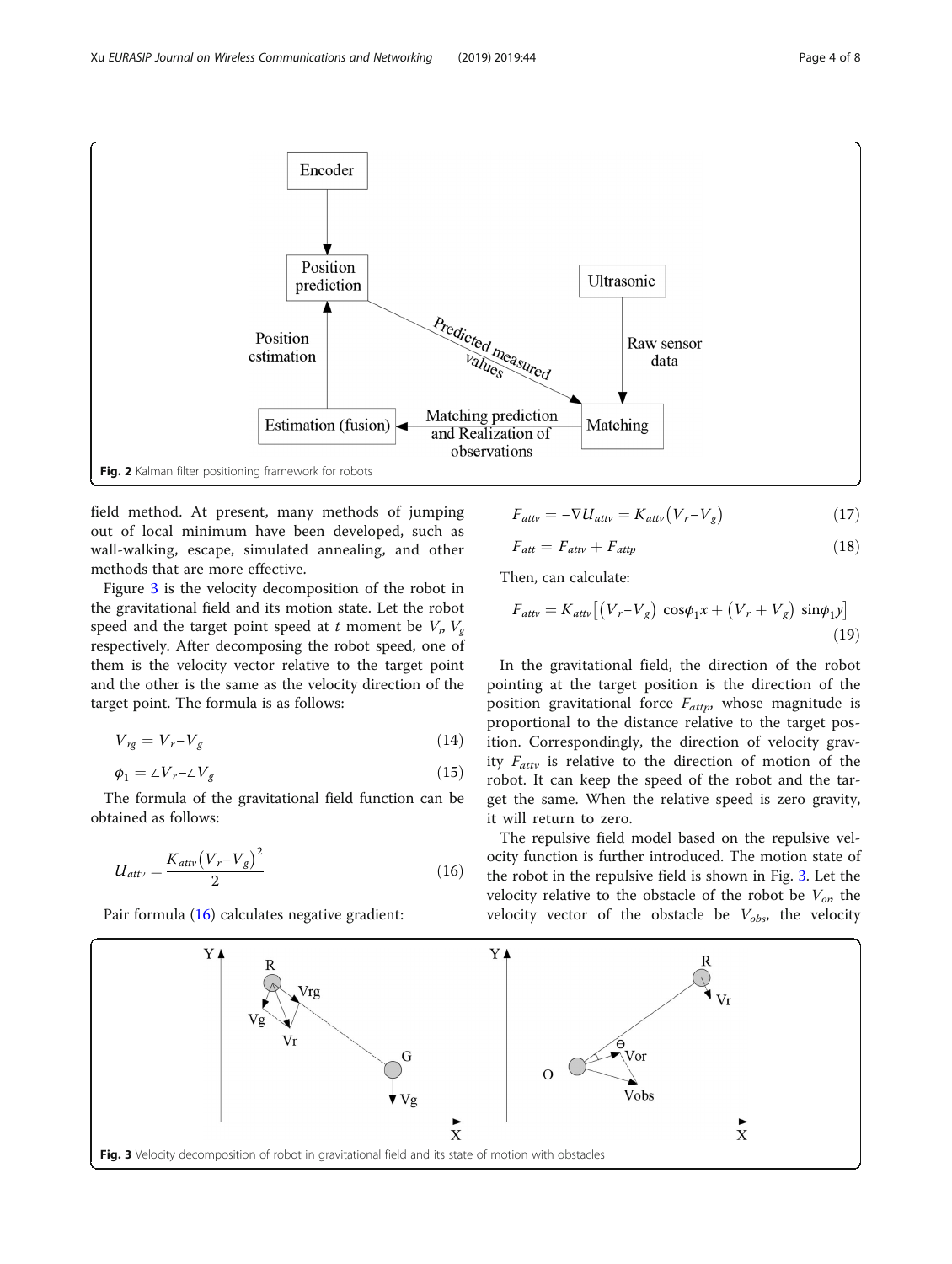Fig. 2 Kalman filter positioning framework for robots

field method. At present, many methods of jumping out of local minimum have been developed, such as wall-walking, escape, simulated annealing, and other methods that are more effective.

Figure 3 is the velocity decomposition of the robot in the gravitational field and its motion state. Let the robot speed and the target point speed at $t$ moment be $V_r$, $V_g$ respectively. After decomposing the robot speed, one of them is the velocity vector relative to the target point and the other is the same as the velocity direction of the target point. The formula is as follows:

$$V_{rg} = V_r - V_g \tag{14}$$

$$\phi_1 = \angle V_r - \angle V_g \tag{15}$$

The formula of the gravitational field function can be obtained as follows:

$$U_{attv} = \frac{K_{attv}\left(V_r - V_g\right)^2}{2} \tag{16}$$

Pair formula (16) calculates negative gradient:

$$F_{attv} = -\nabla U_{attv} = K_{attv}\left(V_r - V_g\right) \tag{17}$$

$$F_{att} = F_{attv} + F_{attp} \tag{18}$$

Then, can calculate:

$$F_{attv} = K_{attv}\left[\left(V_r - V_g\right)\cos\phi_1 x + \left(V_r + V_g\right)\sin\phi_1 y\right] \tag{19}$$

In the gravitational field, the direction of the robot pointing at the target position is the direction of the position gravitational force $F_{attp}$, whose magnitude is proportional to the distance relative to the target position. Correspondingly, the direction of velocity gravity $F_{attv}$ is relative to the direction of motion of the robot. It can keep the speed of the robot and the target the same. When the relative speed is zero gravity, it will return to zero.

The repulsive field model based on the repulsive velocity function is further introduced. The motion state of the robot in the repulsive field is shown in Fig. 3. Let the velocity relative to the obstacle of the robot be $V_{or}$, the velocity vector of the obstacle be $V_{obs}$, the velocity

Fig. 3 Velocity decomposition of robot in gravitational field and its state of motion with obstacles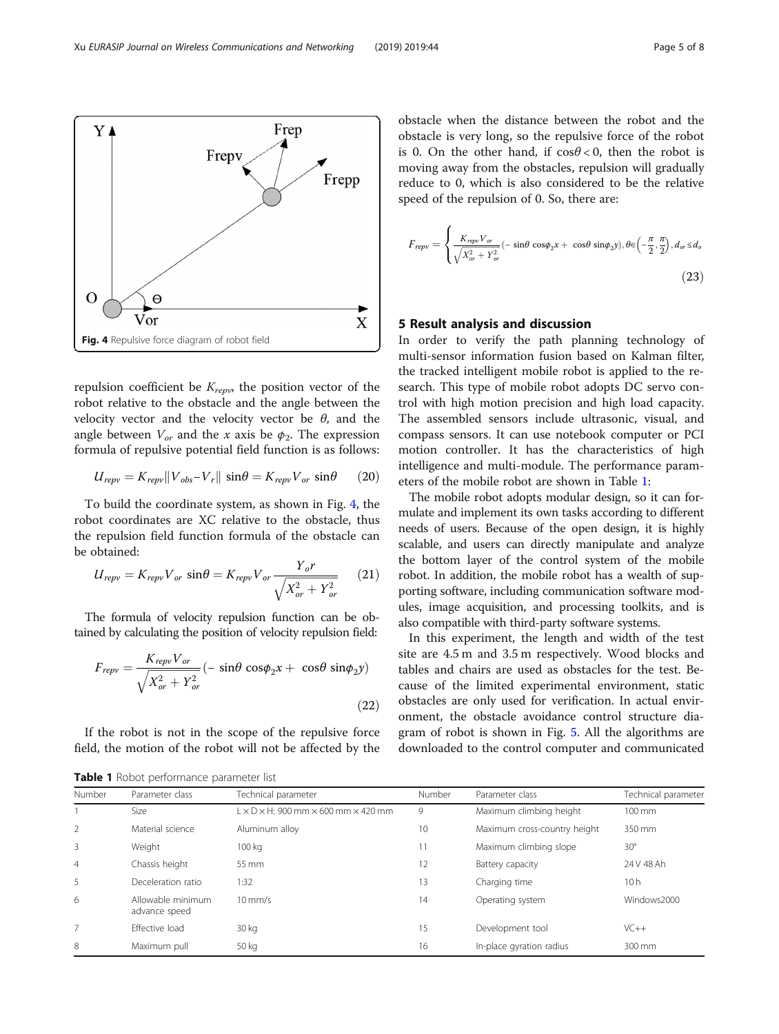Fig. 4 Repulsive force diagram of robot field

repulsion coefficient be $K_{repv}$, the position vector of the robot relative to the obstacle and the angle between the velocity vector and the velocity vector be $\theta$, and the angle between $V_{or}$ and the $x$ axis be $\phi_2$. The expression formula of repulsive potential field function is as follows:

$$U_{repv} = K_{repv}\|V_{obs} - V_r\| \sin\theta = K_{repv} V_{or} \sin\theta \quad (20)$$

To build the coordinate system, as shown in Fig. 4, the robot coordinates are XC relative to the obstacle, thus the repulsion field function formula of the obstacle can be obtained:

$$U_{repv} = K_{repv} V_{or} \sin\theta = K_{repv} V_{or} \frac{Y_o r}{\sqrt{X_{or}^2 + Y_{or}^2}} \quad (21)$$

The formula of velocity repulsion function can be obtained by calculating the position of velocity repulsion field:

$$F_{repv} = \frac{K_{repv} V_{or}}{\sqrt{X_{or}^2 + Y_{or}^2}} (-\sin\theta \cos\phi_2 x + \cos\theta \sin\phi_2 y) \quad (22)$$

If the robot is not in the scope of the repulsive force field, the motion of the robot will not be affected by the obstacle when the distance between the robot and the obstacle is very long, so the repulsive force of the robot is 0. On the other hand, if $\cos\theta < 0$, then the robot is moving away from the obstacles, repulsion will gradually reduce to 0, which is also considered to be the relative speed of the repulsion of 0. So, there are:

$$F_{repv} = \begin{cases} \frac{K_{repv} V_{or}}{\sqrt{X_{or}^2 + Y_{or}^2}} (-\sin\theta \cos\phi_2 x + \cos\theta \sin\phi_2 y), \theta \in \left(-\frac{\pi}{2}, \frac{\pi}{2}\right), d_{or} \leq d_o \end{cases} \quad (23)$$

## 5 Result analysis and discussion

In order to verify the path planning technology of multi-sensor information fusion based on Kalman filter, the tracked intelligent mobile robot is applied to the research. This type of mobile robot adopts DC servo control with high motion precision and high load capacity. The assembled sensors include ultrasonic, visual, and compass sensors. It can use notebook computer or PCI motion controller. It has the characteristics of high intelligence and multi-module. The performance parameters of the mobile robot are shown in Table 1:

The mobile robot adopts modular design, so it can formulate and implement its own tasks according to different needs of users. Because of the open design, it is highly scalable, and users can directly manipulate and analyze the bottom layer of the control system of the mobile robot. In addition, the mobile robot has a wealth of supporting software, including communication software modules, image acquisition, and processing toolkits, and is also compatible with third-party software systems.

In this experiment, the length and width of the test site are 4.5 m and 3.5 m respectively. Wood blocks and tables and chairs are used as obstacles for the test. Because of the limited experimental environment, static obstacles are only used for verification. In actual environment, the obstacle avoidance control structure diagram of robot is shown in Fig. 5. All the algorithms are downloaded to the control computer and communicated

**Table 1** Robot performance parameter list

| Number | Parameter class | Technical parameter | Number | Parameter class | Technical parameter |
|---|---|---|---|---|---|
| 1 | Size | L × D × H: 900 mm × 600 mm × 420 mm | 9 | Maximum climbing height | 100 mm |
| 2 | Material science | Aluminum alloy | 10 | Maximum cross-country height | 350 mm |
| 3 | Weight | 100 kg | 11 | Maximum climbing slope | 30° |
| 4 | Chassis height | 55 mm | 12 | Battery capacity | 24 V 48 Ah |
| 5 | Deceleration ratio | 1:32 | 13 | Charging time | 10 h |
| 6 | Allowable minimum advance speed | 10 mm/s | 14 | Operating system | Windows2000 |
| 7 | Effective load | 30 kg | 15 | Development tool | VC++ |
| 8 | Maximum pull | 50 kg | 16 | In-place gyration radius | 300 mm |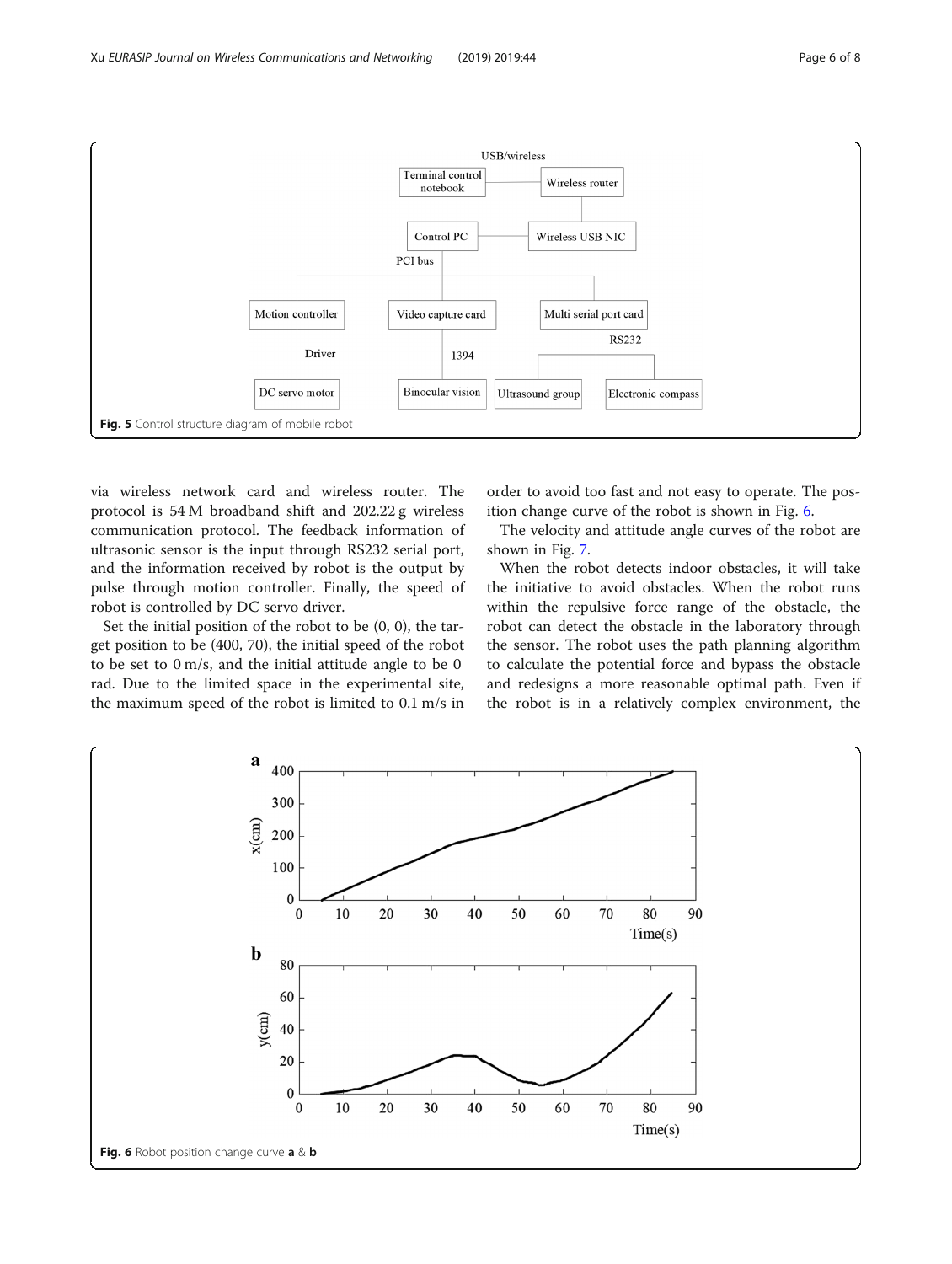Fig. 5 Control structure diagram of mobile robot

via wireless network card and wireless router. The protocol is 54 M broadband shift and 202.22 g wireless communication protocol. The feedback information of ultrasonic sensor is the input through RS232 serial port, and the information received by robot is the output by pulse through motion controller. Finally, the speed of robot is controlled by DC servo driver.

Set the initial position of the robot to be (0, 0), the target position to be (400, 70), the initial speed of the robot to be set to 0 m/s, and the initial attitude angle to be 0 rad. Due to the limited space in the experimental site, the maximum speed of the robot is limited to 0.1 m/s in order to avoid too fast and not easy to operate. The position change curve of the robot is shown in Fig. 6.

The velocity and attitude angle curves of the robot are shown in Fig. 7.

When the robot detects indoor obstacles, it will take the initiative to avoid obstacles. When the robot runs within the repulsive force range of the obstacle, the robot can detect the obstacle in the laboratory through the sensor. The robot uses the path planning algorithm to calculate the potential force and bypass the obstacle and redesigns a more reasonable optimal path. Even if the robot is in a relatively complex environment, the

Fig. 6 Robot position change curve **a** & **b**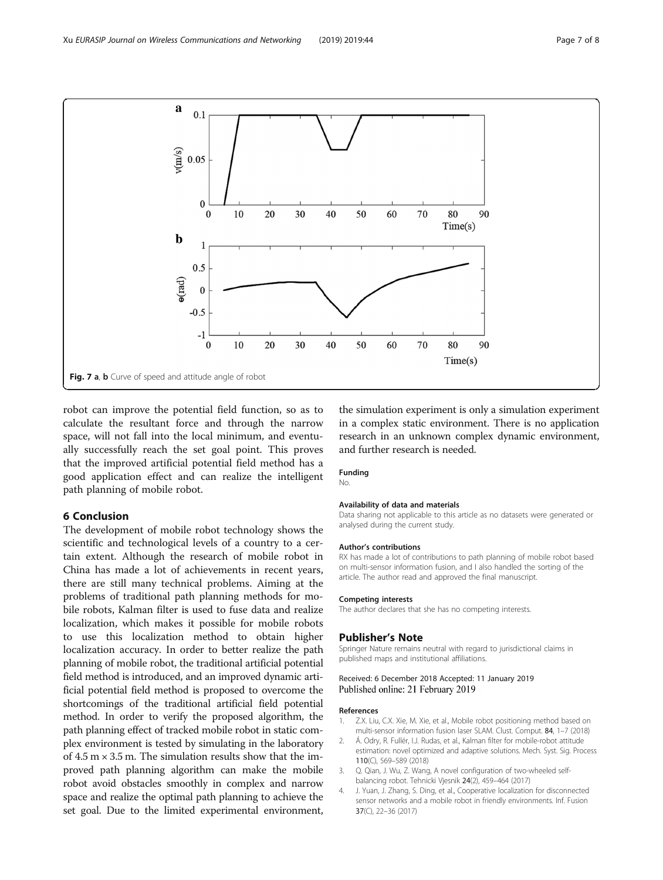a

0.1

v(m/s) 0.05

0

0 10 20 30 40 50 60 70 80 90

Time(s)

b

1

0.5

θ(rad) 0

-0.5

-1

0 10 20 30 40 50 60 70 80 90

Time(s)

**Fig. 7 a, b** Curve of speed and attitude angle of robot

robot can improve the potential field function, so as to calculate the resultant force and through the narrow space, will not fall into the local minimum, and eventually successfully reach the set goal point. This proves that the improved artificial potential field method has a good application effect and can realize the intelligent path planning of mobile robot.

## 6 Conclusion

The development of mobile robot technology shows the scientific and technological levels of a country to a certain extent. Although the research of mobile robot in China has made a lot of achievements in recent years, there are still many technical problems. Aiming at the problems of traditional path planning methods for mobile robots, Kalman filter is used to fuse data and realize localization, which makes it possible for mobile robots to use this localization method to obtain higher localization accuracy. In order to better realize the path planning of mobile robot, the traditional artificial potential field method is introduced, and an improved dynamic artificial potential field method is proposed to overcome the shortcomings of the traditional artificial field potential method. In order to verify the proposed algorithm, the path planning effect of tracked mobile robot in static complex environment is tested by simulating in the laboratory of 4.5 m × 3.5 m. The simulation results show that the improved path planning algorithm can make the mobile robot avoid obstacles smoothly in complex and narrow space and realize the optimal path planning to achieve the set goal. Due to the limited experimental environment, the simulation experiment is only a simulation experiment in a complex static environment. There is no application research in an unknown complex dynamic environment, and further research is needed.

#### Funding

No.

#### Availability of data and materials

Data sharing not applicable to this article as no datasets were generated or analysed during the current study.

#### Author's contributions

RX has made a lot of contributions to path planning of mobile robot based on multi-sensor information fusion, and I also handled the sorting of the article. The author read and approved the final manuscript.

#### Competing interests

The author declares that she has no competing interests.

### Publisher's Note

Springer Nature remains neutral with regard to jurisdictional claims in published maps and institutional affiliations.

Received: 6 December 2018 Accepted: 11 January 2019
Published online: 21 February 2019

#### References

1. Z.X. Liu, C.X. Xie, M. Xie, et al., Mobile robot positioning method based on multi-sensor information fusion laser SLAM. Clust. Comput. **84**, 1–7 (2018)
2. Á. Odry, R. Fullér, I.J. Rudas, et al., Kalman filter for mobile-robot attitude estimation: novel optimized and adaptive solutions. Mech. Syst. Sig. Process **110**(C), 569–589 (2018)
3. Q. Qian, J. Wu, Z. Wang, A novel configuration of two-wheeled self-balancing robot. Tehnicki Vjesnik **24**(2), 459–464 (2017)
4. J. Yuan, J. Zhang, S. Ding, et al., Cooperative localization for disconnected sensor networks and a mobile robot in friendly environments. Inf. Fusion **37**(C), 22–36 (2017)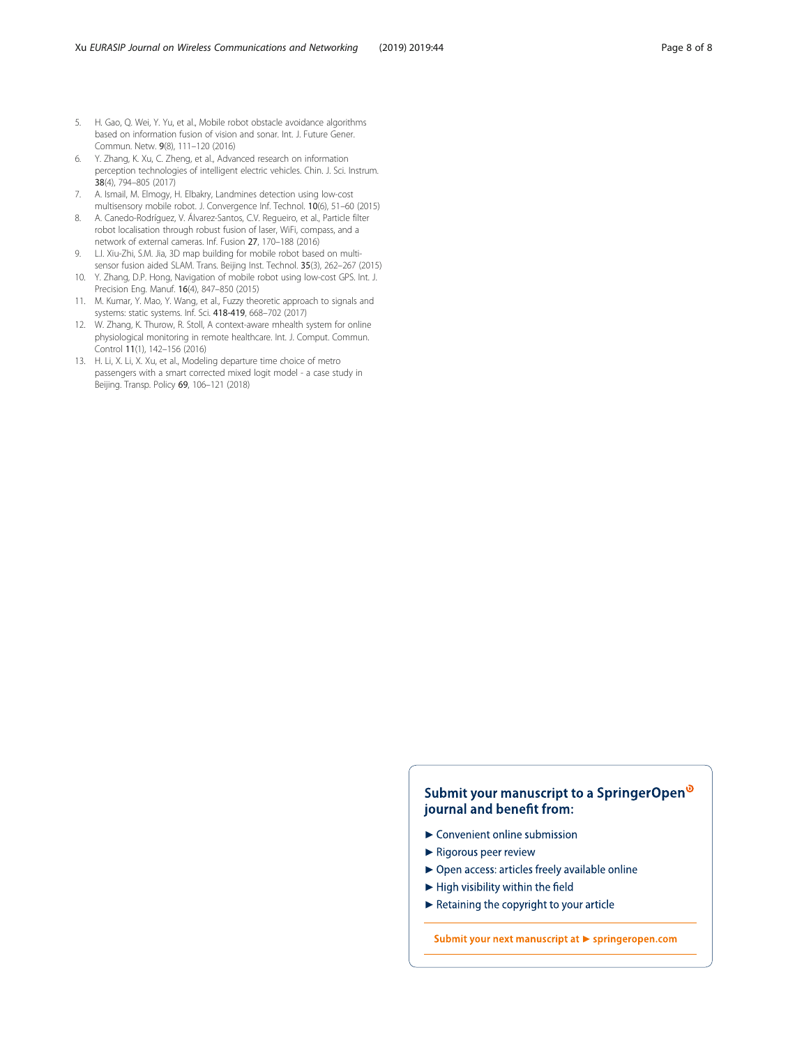5. H. Gao, Q. Wei, Y. Yu, et al., Mobile robot obstacle avoidance algorithms based on information fusion of vision and sonar. Int. J. Future Gener. Commun. Netw. **9**(8), 111–120 (2016)
6. Y. Zhang, K. Xu, C. Zheng, et al., Advanced research on information perception technologies of intelligent electric vehicles. Chin. J. Sci. Instrum. **38**(4), 794–805 (2017)
7. A. Ismail, M. Elmogy, H. Elbakry, Landmines detection using low-cost multisensory mobile robot. J. Convergence Inf. Technol. **10**(6), 51–60 (2015)
8. A. Canedo-Rodríguez, V. Álvarez-Santos, C.V. Regueiro, et al., Particle filter robot localisation through robust fusion of laser, WiFi, compass, and a network of external cameras. Inf. Fusion **27**, 170–188 (2016)
9. L.I. Xiu-Zhi, S.M. Jia, 3D map building for mobile robot based on multi-sensor fusion aided SLAM. Trans. Beijing Inst. Technol. **35**(3), 262–267 (2015)
10. Y. Zhang, D.P. Hong, Navigation of mobile robot using low-cost GPS. Int. J. Precision Eng. Manuf. **16**(4), 847–850 (2015)
11. M. Kumar, Y. Mao, Y. Wang, et al., Fuzzy theoretic approach to signals and systems: static systems. Inf. Sci. **418-419**, 668–702 (2017)
12. W. Zhang, K. Thurow, R. Stoll, A context-aware mhealth system for online physiological monitoring in remote healthcare. Int. J. Comput. Commun. Control **11**(1), 142–156 (2016)
13. H. Li, X. Li, X. Xu, et al., Modeling departure time choice of metro passengers with a smart corrected mixed logit model - a case study in Beijing. Transp. Policy **69**, 106–121 (2018)

**Submit your manuscript to a SpringerOpen journal and benefit from:**

- ► Convenient online submission
- ► Rigorous peer review
- ► Open access: articles freely available online
- ► High visibility within the field
- ► Retaining the copyright to your article

**Submit your next manuscript at ► springeropen.com**